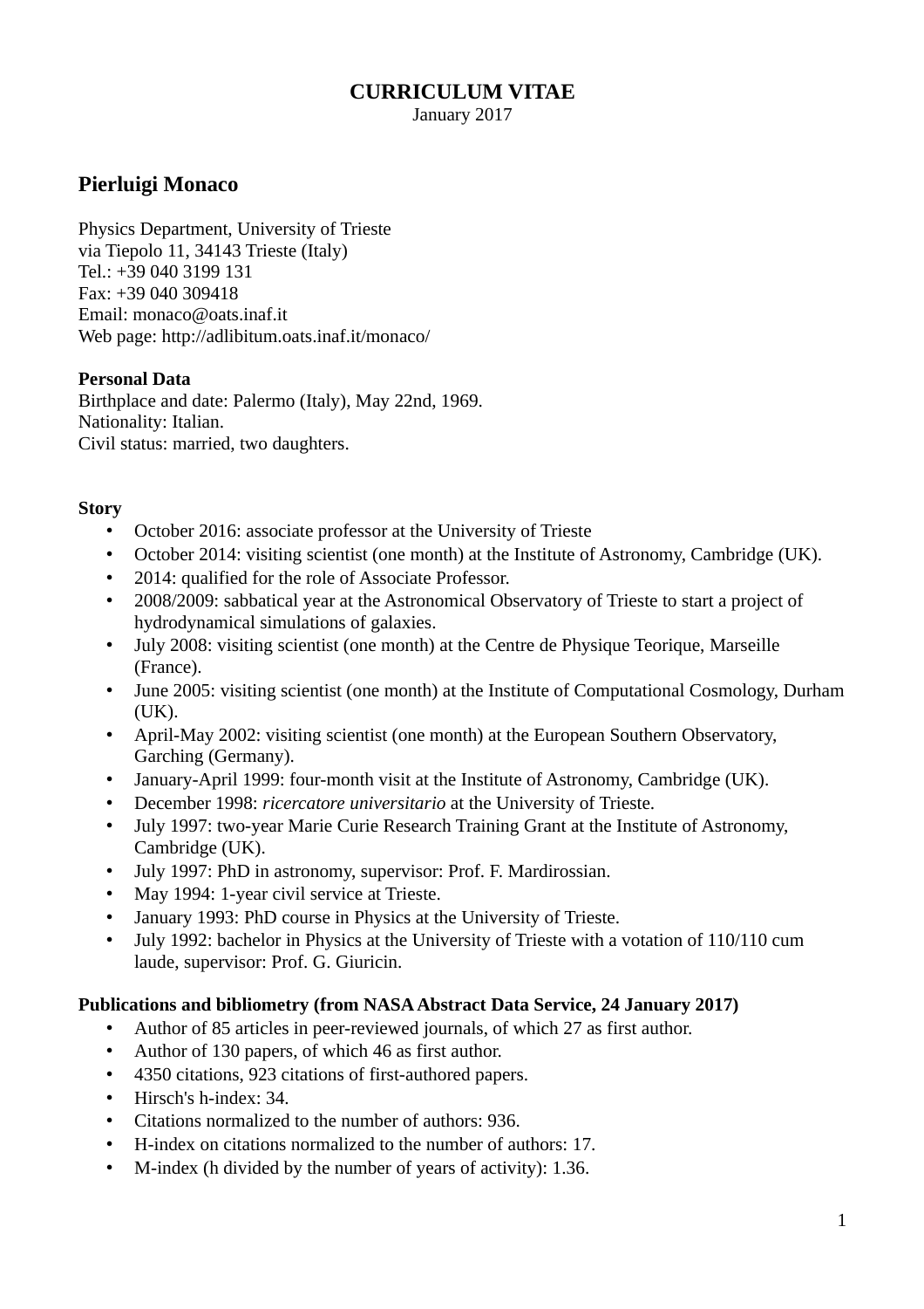# CURRICULUM VITAE

January 2017

## Pierluigi Monaco

Physics Department, University of Trieste
via Tiepolo 11, 34143 Trieste (Italy)
Tel.: +39 040 3199 131
Fax: +39 040 309418
Email: monaco@oats.inaf.it
Web page: http://adlibitum.oats.inaf.it/monaco/

**Personal Data**
Birthplace and date: Palermo (Italy), May 22nd, 1969.
Nationality: Italian.
Civil status: married, two daughters.

**Story**

- October 2016: associate professor at the University of Trieste
- October 2014: visiting scientist (one month) at the Institute of Astronomy, Cambridge (UK).
- 2014: qualified for the role of Associate Professor.
- 2008/2009: sabbatical year at the Astronomical Observatory of Trieste to start a project of hydrodynamical simulations of galaxies.
- July 2008: visiting scientist (one month) at the Centre de Physique Teorique, Marseille (France).
- June 2005: visiting scientist (one month) at the Institute of Computational Cosmology, Durham (UK).
- April-May 2002: visiting scientist (one month) at the European Southern Observatory, Garching (Germany).
- January-April 1999: four-month visit at the Institute of Astronomy, Cambridge (UK).
- December 1998: *ricercatore universitario* at the University of Trieste.
- July 1997: two-year Marie Curie Research Training Grant at the Institute of Astronomy, Cambridge (UK).
- July 1997: PhD in astronomy, supervisor: Prof. F. Mardirossian.
- May 1994: 1-year civil service at Trieste.
- January 1993: PhD course in Physics at the University of Trieste.
- July 1992: bachelor in Physics at the University of Trieste with a votation of 110/110 cum laude, supervisor: Prof. G. Giuricin.

**Publications and bibliometry (from NASA Abstract Data Service, 24 January 2017)**

- Author of 85 articles in peer-reviewed journals, of which 27 as first author.
- Author of 130 papers, of which 46 as first author.
- 4350 citations, 923 citations of first-authored papers.
- Hirsch's h-index: 34.
- Citations normalized to the number of authors: 936.
- H-index on citations normalized to the number of authors: 17.
- M-index (h divided by the number of years of activity): 1.36.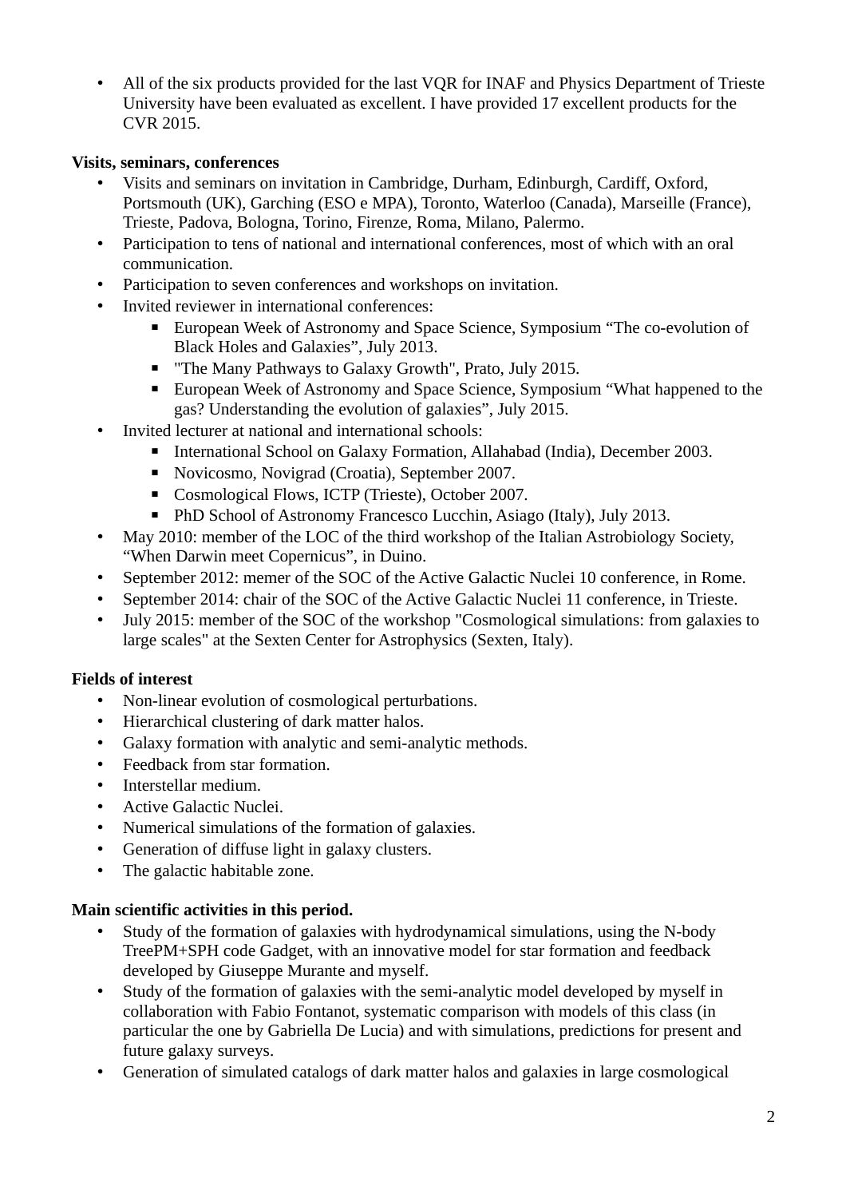- All of the six products provided for the last VQR for INAF and Physics Department of Trieste University have been evaluated as excellent. I have provided 17 excellent products for the CVR 2015.

**Visits, seminars, conferences**

- Visits and seminars on invitation in Cambridge, Durham, Edinburgh, Cardiff, Oxford, Portsmouth (UK), Garching (ESO e MPA), Toronto, Waterloo (Canada), Marseille (France), Trieste, Padova, Bologna, Torino, Firenze, Roma, Milano, Palermo.
- Participation to tens of national and international conferences, most of which with an oral communication.
- Participation to seven conferences and workshops on invitation.
- Invited reviewer in international conferences:
  - European Week of Astronomy and Space Science, Symposium “The co-evolution of Black Holes and Galaxies”, July 2013.
  - "The Many Pathways to Galaxy Growth", Prato, July 2015.
  - European Week of Astronomy and Space Science, Symposium “What happened to the gas? Understanding the evolution of galaxies”, July 2015.
- Invited lecturer at national and international schools:
  - International School on Galaxy Formation, Allahabad (India), December 2003.
  - Novicosmo, Novigrad (Croatia), September 2007.
  - Cosmological Flows, ICTP (Trieste), October 2007.
  - PhD School of Astronomy Francesco Lucchin, Asiago (Italy), July 2013.
- May 2010: member of the LOC of the third workshop of the Italian Astrobiology Society, “When Darwin meet Copernicus”, in Duino.
- September 2012: memer of the SOC of the Active Galactic Nuclei 10 conference, in Rome.
- September 2014: chair of the SOC of the Active Galactic Nuclei 11 conference, in Trieste.
- July 2015: member of the SOC of the workshop "Cosmological simulations: from galaxies to large scales" at the Sexten Center for Astrophysics (Sexten, Italy).

**Fields of interest**

- Non-linear evolution of cosmological perturbations.
- Hierarchical clustering of dark matter halos.
- Galaxy formation with analytic and semi-analytic methods.
- Feedback from star formation.
- Interstellar medium.
- Active Galactic Nuclei.
- Numerical simulations of the formation of galaxies.
- Generation of diffuse light in galaxy clusters.
- The galactic habitable zone.

**Main scientific activities in this period.**

- Study of the formation of galaxies with hydrodynamical simulations, using the N-body TreePM+SPH code Gadget, with an innovative model for star formation and feedback developed by Giuseppe Murante and myself.
- Study of the formation of galaxies with the semi-analytic model developed by myself in collaboration with Fabio Fontanot, systematic comparison with models of this class (in particular the one by Gabriella De Lucia) and with simulations, predictions for present and future galaxy surveys.
- Generation of simulated catalogs of dark matter halos and galaxies in large cosmological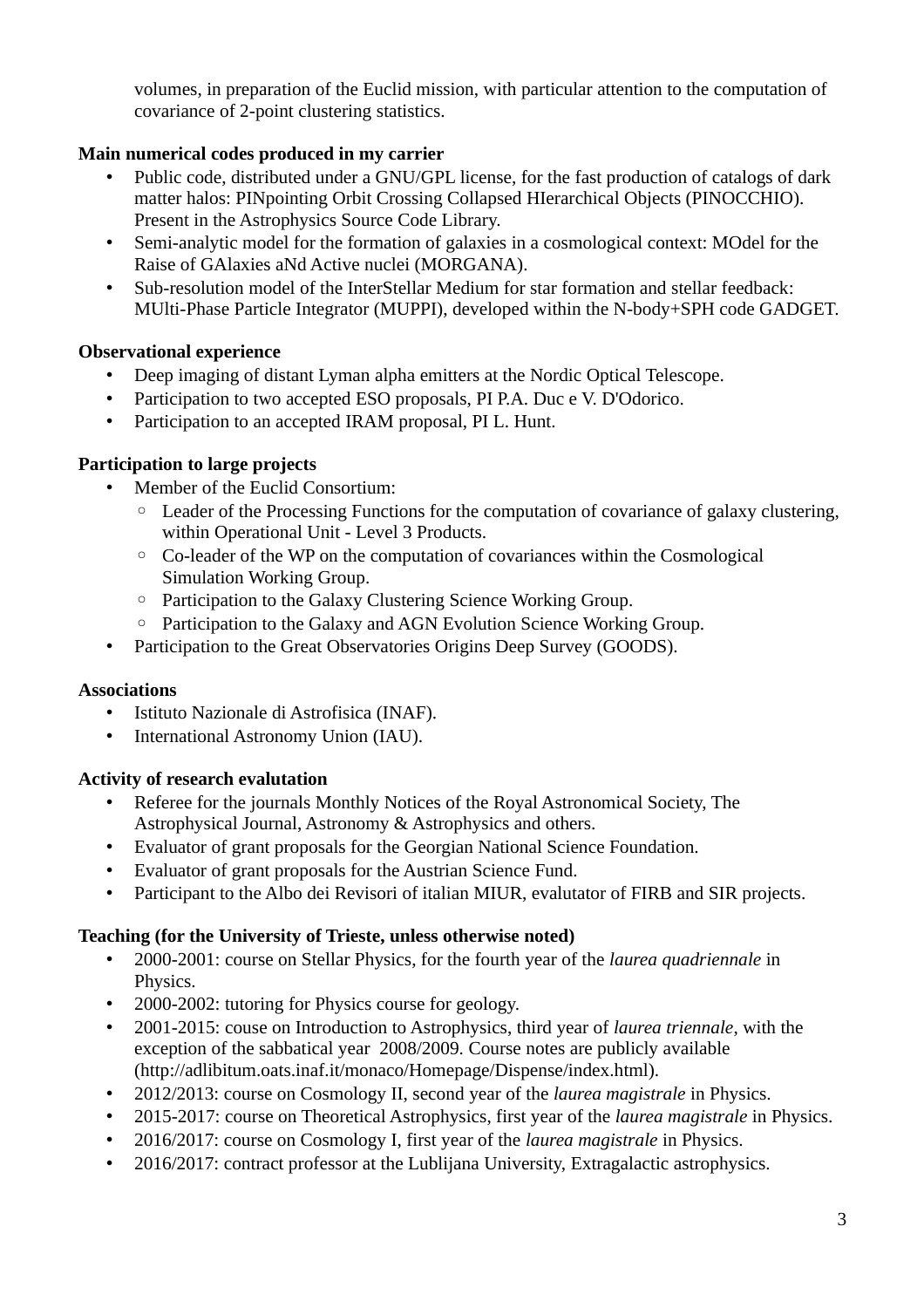volumes, in preparation of the Euclid mission, with particular attention to the computation of covariance of 2-point clustering statistics.

**Main numerical codes produced in my carrier**

- Public code, distributed under a GNU/GPL license, for the fast production of catalogs of dark matter halos: PINpointing Orbit Crossing Collapsed HIerarchical Objects (PINOCCHIO). Present in the Astrophysics Source Code Library.
- Semi-analytic model for the formation of galaxies in a cosmological context: MOdel for the Raise of GAlaxies aNd Active nuclei (MORGANA).
- Sub-resolution model of the InterStellar Medium for star formation and stellar feedback: MUlti-Phase Particle Integrator (MUPPI), developed within the N-body+SPH code GADGET.

**Observational experience**

- Deep imaging of distant Lyman alpha emitters at the Nordic Optical Telescope.
- Participation to two accepted ESO proposals, PI P.A. Duc e V. D'Odorico.
- Participation to an accepted IRAM proposal, PI L. Hunt.

**Participation to large projects**

- Member of the Euclid Consortium:
  - Leader of the Processing Functions for the computation of covariance of galaxy clustering, within Operational Unit - Level 3 Products.
  - Co-leader of the WP on the computation of covariances within the Cosmological Simulation Working Group.
  - Participation to the Galaxy Clustering Science Working Group.
  - Participation to the Galaxy and AGN Evolution Science Working Group.
- Participation to the Great Observatories Origins Deep Survey (GOODS).

**Associations**

- Istituto Nazionale di Astrofisica (INAF).
- International Astronomy Union (IAU).

**Activity of research evalutation**

- Referee for the journals Monthly Notices of the Royal Astronomical Society, The Astrophysical Journal, Astronomy & Astrophysics and others.
- Evaluator of grant proposals for the Georgian National Science Foundation.
- Evaluator of grant proposals for the Austrian Science Fund.
- Participant to the Albo dei Revisori of italian MIUR, evalutator of FIRB and SIR projects.

**Teaching (for the University of Trieste, unless otherwise noted)**

- 2000-2001: course on Stellar Physics, for the fourth year of the *laurea quadriennale* in Physics.
- 2000-2002: tutoring for Physics course for geology.
- 2001-2015: couse on Introduction to Astrophysics, third year of *laurea triennale*, with the exception of the sabbatical year 2008/2009. Course notes are publicly available (http://adlibitum.oats.inaf.it/monaco/Homepage/Dispense/index.html).
- 2012/2013: course on Cosmology II, second year of the *laurea magistrale* in Physics.
- 2015-2017: course on Theoretical Astrophysics, first year of the *laurea magistrale* in Physics.
- 2016/2017: course on Cosmology I, first year of the *laurea magistrale* in Physics.
- 2016/2017: contract professor at the Lublijana University, Extragalactic astrophysics.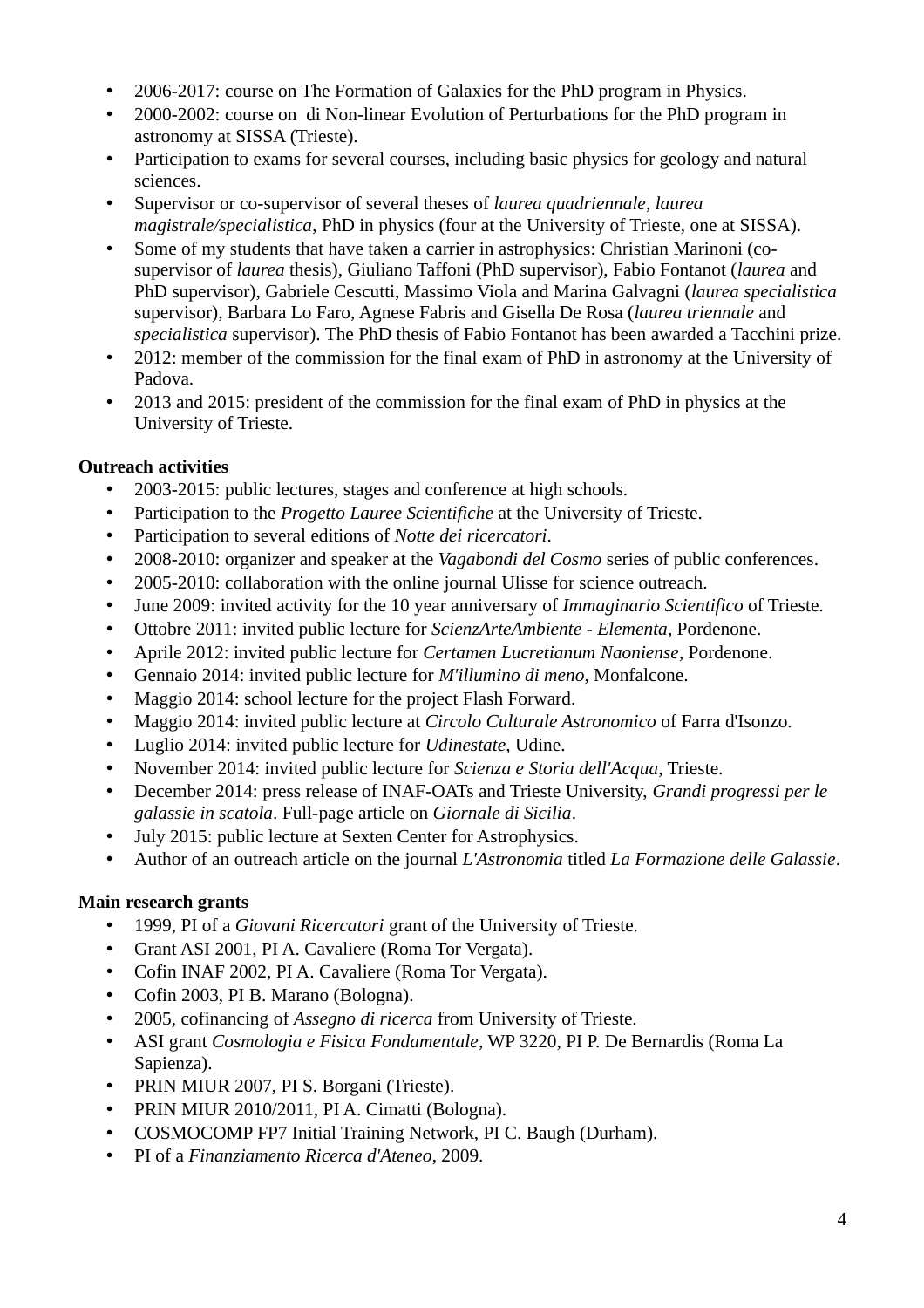- 2006-2017: course on The Formation of Galaxies for the PhD program in Physics.
- 2000-2002: course on  di Non-linear Evolution of Perturbations for the PhD program in astronomy at SISSA (Trieste).
- Participation to exams for several courses, including basic physics for geology and natural sciences.
- Supervisor or co-supervisor of several theses of *laurea quadriennale*, *laurea magistrale/specialistica*, PhD in physics (four at the University of Trieste, one at SISSA).
- Some of my students that have taken a carrier in astrophysics: Christian Marinoni (co-supervisor of *laurea* thesis), Giuliano Taffoni (PhD supervisor), Fabio Fontanot (*laurea* and PhD supervisor), Gabriele Cescutti, Massimo Viola and Marina Galvagni (*laurea specialistica* supervisor), Barbara Lo Faro, Agnese Fabris and Gisella De Rosa (*laurea triennale* and *specialistica* supervisor). The PhD thesis of Fabio Fontanot has been awarded a Tacchini prize.
- 2012: member of the commission for the final exam of PhD in astronomy at the University of Padova.
- 2013 and 2015: president of the commission for the final exam of PhD in physics at the University of Trieste.

**Outreach activities**

- 2003-2015: public lectures, stages and conference at high schools.
- Participation to the *Progetto Lauree Scientifiche* at the University of Trieste.
- Participation to several editions of *Notte dei ricercatori*.
- 2008-2010: organizer and speaker at the *Vagabondi del Cosmo* series of public conferences.
- 2005-2010: collaboration with the online journal Ulisse for science outreach.
- June 2009: invited activity for the 10 year anniversary of *Immaginario Scientifico* of Trieste.
- Ottobre 2011: invited public lecture for *ScienzArteAmbiente - Elementa*, Pordenone.
- Aprile 2012: invited public lecture for *Certamen Lucretianum Naoniense*, Pordenone.
- Gennaio 2014: invited public lecture for *M'illumino di meno*, Monfalcone.
- Maggio 2014: school lecture for the project Flash Forward.
- Maggio 2014: invited public lecture at *Circolo Culturale Astronomico* of Farra d'Isonzo.
- Luglio 2014: invited public lecture for *Udinestate*, Udine.
- November 2014: invited public lecture for *Scienza e Storia dell'Acqua*, Trieste.
- December 2014: press release of INAF-OATs and Trieste University, *Grandi progressi per le galassie in scatola*. Full-page article on *Giornale di Sicilia*.
- July 2015: public lecture at Sexten Center for Astrophysics.
- Author of an outreach article on the journal *L'Astronomia* titled *La Formazione delle Galassie*.

**Main research grants**

- 1999, PI of a *Giovani Ricercatori* grant of the University of Trieste.
- Grant ASI 2001, PI A. Cavaliere (Roma Tor Vergata).
- Cofin INAF 2002, PI A. Cavaliere (Roma Tor Vergata).
- Cofin 2003, PI B. Marano (Bologna).
- 2005, cofinancing of *Assegno di ricerca* from University of Trieste.
- ASI grant *Cosmologia e Fisica Fondamentale*, WP 3220, PI P. De Bernardis (Roma La Sapienza).
- PRIN MIUR 2007, PI S. Borgani (Trieste).
- PRIN MIUR 2010/2011, PI A. Cimatti (Bologna).
- COSMOCOMP FP7 Initial Training Network, PI C. Baugh (Durham).
- PI of a *Finanziamento Ricerca d'Ateneo*, 2009.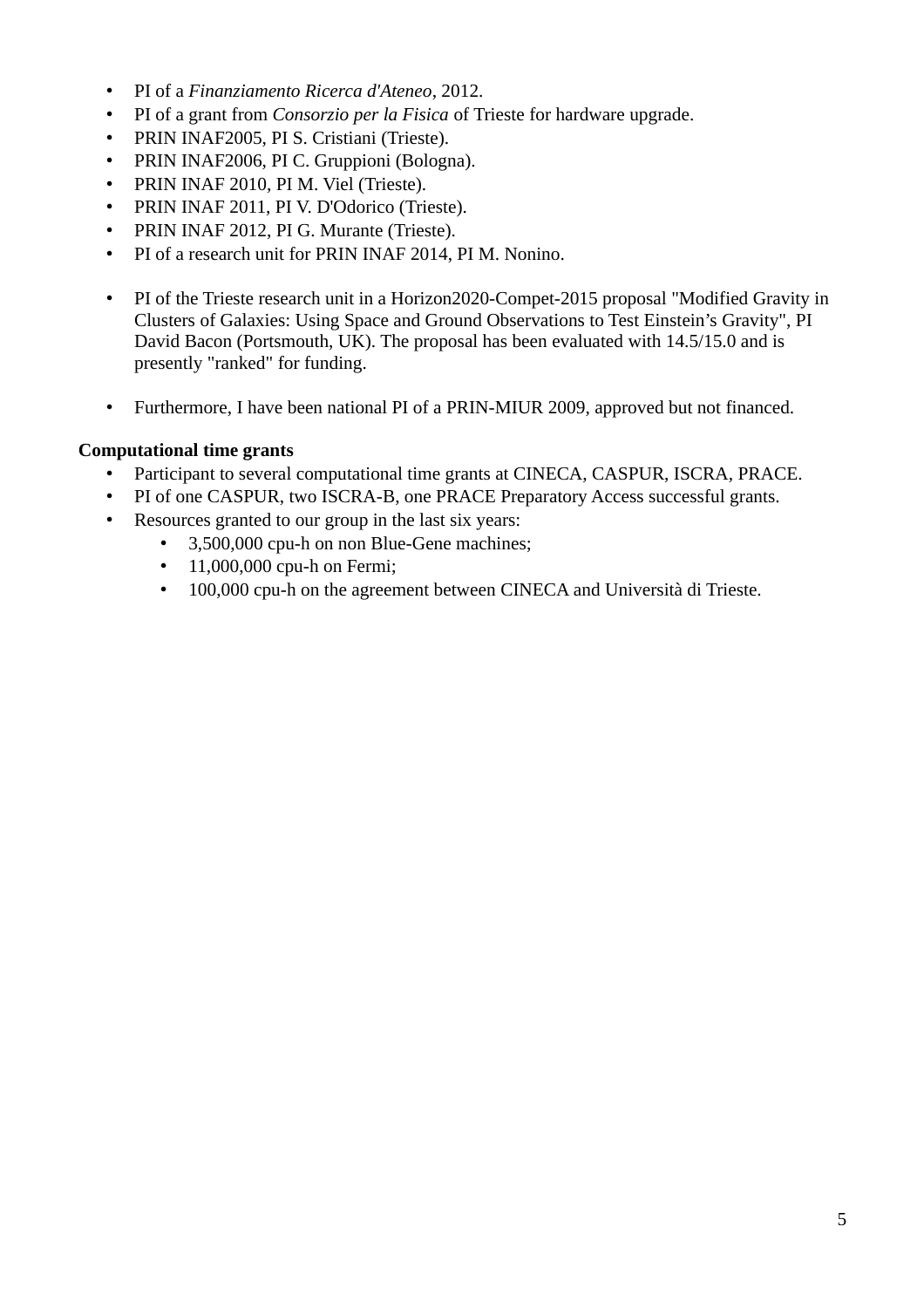- PI of a *Finanziamento Ricerca d'Ateneo*, 2012.
- PI of a grant from *Consorzio per la Fisica* of Trieste for hardware upgrade.
- PRIN INAF2005, PI S. Cristiani (Trieste).
- PRIN INAF2006, PI C. Gruppioni (Bologna).
- PRIN INAF 2010, PI M. Viel (Trieste).
- PRIN INAF 2011, PI V. D'Odorico (Trieste).
- PRIN INAF 2012, PI G. Murante (Trieste).
- PI of a research unit for PRIN INAF 2014, PI M. Nonino.

- PI of the Trieste research unit in a Horizon2020-Compet-2015 proposal "Modified Gravity in Clusters of Galaxies: Using Space and Ground Observations to Test Einstein's Gravity", PI David Bacon (Portsmouth, UK). The proposal has been evaluated with 14.5/15.0 and is presently "ranked" for funding.

- Furthermore, I have been national PI of a PRIN-MIUR 2009, approved but not financed.

**Computational time grants**

- Participant to several computational time grants at CINECA, CASPUR, ISCRA, PRACE.
- PI of one CASPUR, two ISCRA-B, one PRACE Preparatory Access successful grants.
- Resources granted to our group in the last six years:
  - 3,500,000 cpu-h on non Blue-Gene machines;
  - 11,000,000 cpu-h on Fermi;
  - 100,000 cpu-h on the agreement between CINECA and Università di Trieste.